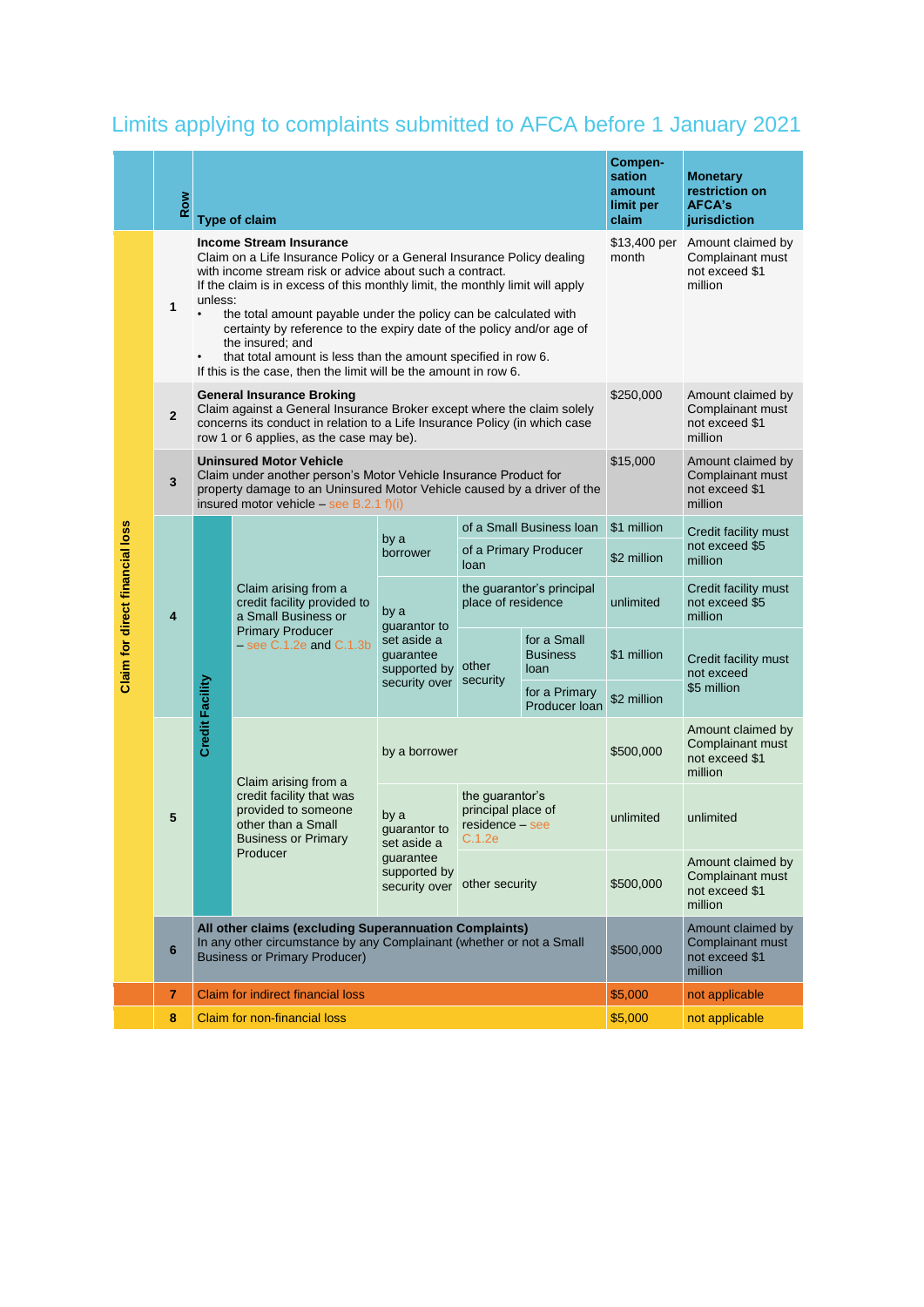## Limits applying to complaints submitted to AFCA before 1 January 2021

| | Row | Type of claim | | | | | Compen-sation amount limit per claim | Monetary restriction on AFCA's jurisdiction |
|---|---|---|---|---|---|---|---|---|
| Claim for direct financial loss | 1 | **Income Stream Insurance**<br>Claim on a Life Insurance Policy or a General Insurance Policy dealing with income stream risk or advice about such a contract.<br>If the claim is in excess of this monthly limit, the monthly limit will apply unless:<br>• the total amount payable under the policy can be calculated with certainty by reference to the expiry date of the policy and/or age of the insured; and<br>• that total amount is less than the amount specified in row 6.<br>If this is the case, then the limit will be the amount in row 6. | | | | | $13,400 per month | Amount claimed by Complainant must not exceed $1 million |
| | 2 | **General Insurance Broking**<br>Claim against a General Insurance Broker except where the claim solely concerns its conduct in relation to a Life Insurance Policy (in which case row 1 or 6 applies, as the case may be). | | | | | $250,000 | Amount claimed by Complainant must not exceed $1 million |
| | 3 | **Uninsured Motor Vehicle**<br>Claim under another person's Motor Vehicle Insurance Product for property damage to an Uninsured Motor Vehicle caused by a driver of the insured motor vehicle – see B.2.1 f)(i) | | | | | $15,000 | Amount claimed by Complainant must not exceed $1 million |
| | 4 | Credit Facility | Claim arising from a credit facility provided to a Small Business or Primary Producer – see C.1.2e and C.1.3b | by a borrower | of a Small Business loan | | $1 million | Credit facility must not exceed $5 million |
| | | | | | of a Primary Producer loan | | $2 million | |
| | | | | by a guarantor to set aside a guarantee supported by security over | the guarantor's principal place of residence | | unlimited | Credit facility must not exceed $5 million |
| | | | | | other security | for a Small Business loan | $1 million | Credit facility must not exceed $5 million |
| | | | | | | for a Primary Producer loan | $2 million | |
| | 5 | | Claim arising from a credit facility that was provided to someone other than a Small Business or Primary Producer | by a borrower | | | $500,000 | Amount claimed by Complainant must not exceed $1 million |
| | | | | by a guarantor to set aside a guarantee supported by security over | the guarantor's principal place of residence – see C.1.2e | | unlimited | unlimited |
| | | | | | other security | | $500,000 | Amount claimed by Complainant must not exceed $1 million |
| | 6 | **All other claims (excluding Superannuation Complaints)**<br>In any other circumstance by any Complainant (whether or not a Small Business or Primary Producer) | | | | | $500,000 | Amount claimed by Complainant must not exceed $1 million |
| | 7 | Claim for indirect financial loss | | | | | $5,000 | not applicable |
| | 8 | Claim for non-financial loss | | | | | $5,000 | not applicable |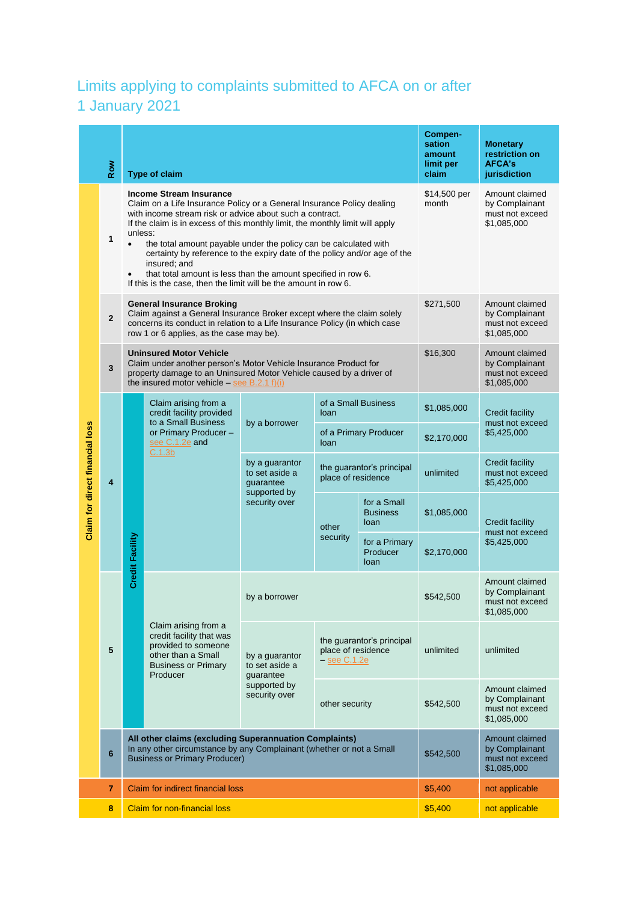## Limits applying to complaints submitted to AFCA on or after 1 January 2021

| | Row | Type of claim | | | | | Compensation amount limit per claim | Monetary restriction on AFCA's jurisdiction |
|---|---|---|---|---|---|---|---|---|
| Claim for direct financial loss | 1 | **Income Stream Insurance**<br>Claim on a Life Insurance Policy or a General Insurance Policy dealing with income stream risk or advice about such a contract.<br>If the claim is in excess of this monthly limit, the monthly limit will apply unless:<br>• the total amount payable under the policy can be calculated with certainty by reference to the expiry date of the policy and/or age of the insured; and<br>• that total amount is less than the amount specified in row 6.<br>If this is the case, then the limit will be the amount in row 6. | | | | | $14,500 per month | Amount claimed by Complainant must not exceed $1,085,000 |
| | 2 | **General Insurance Broking**<br>Claim against a General Insurance Broker except where the claim solely concerns its conduct in relation to a Life Insurance Policy (in which case row 1 or 6 applies, as the case may be). | | | | | $271,500 | Amount claimed by Complainant must not exceed $1,085,000 |
| | 3 | **Uninsured Motor Vehicle**<br>Claim under another person's Motor Vehicle Insurance Product for property damage to an Uninsured Motor Vehicle caused by a driver of the insured motor vehicle – see B.2.1 f)(i) | | | | | $16,300 | Amount claimed by Complainant must not exceed $1,085,000 |
| | 4 | Credit Facility | Claim arising from a credit facility provided to a Small Business or Primary Producer – see C.1.2e and C.1.3b | by a borrower | of a Small Business loan | | $1,085,000 | Credit facility must not exceed $5,425,000 |
| | | | | | of a Primary Producer loan | | $2,170,000 | |
| | | | | by a guarantor to set aside a guarantee supported by security over | the guarantor's principal place of residence | | unlimited | Credit facility must not exceed $5,425,000 |
| | | | | | other security | for a Small Business loan | $1,085,000 | Credit facility must not exceed $5,425,000 |
| | | | | | | for a Primary Producer loan | $2,170,000 | |
| | 5 | | Claim arising from a credit facility that was provided to someone other than a Small Business or Primary Producer | by a borrower | | | $542,500 | Amount claimed by Complainant must not exceed $1,085,000 |
| | | | | by a guarantor to set aside a guarantee supported by security over | the guarantor's principal place of residence – see C.1.2e | | unlimited | unlimited |
| | | | | | other security | | $542,500 | Amount claimed by Complainant must not exceed $1,085,000 |
| | 6 | **All other claims (excluding Superannuation Complaints)**<br>In any other circumstance by any Complainant (whether or not a Small Business or Primary Producer) | | | | | $542,500 | Amount claimed by Complainant must not exceed $1,085,000 |
| | 7 | Claim for indirect financial loss | | | | | $5,400 | not applicable |
| | 8 | Claim for non-financial loss | | | | | $5,400 | not applicable |